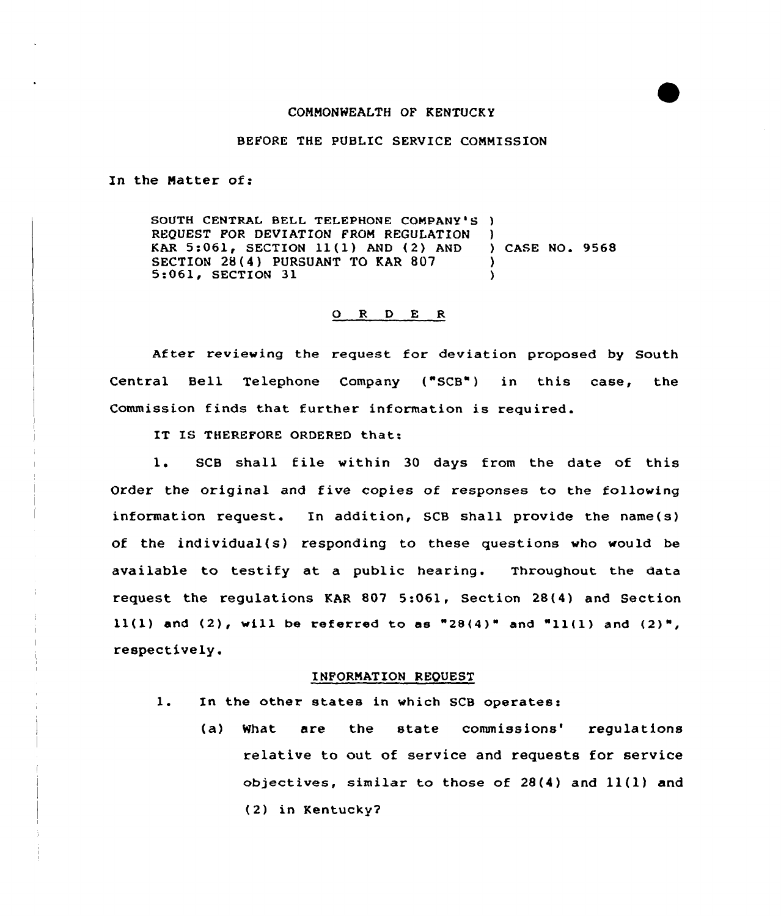COMMONWEALTH OF KENTUCKY

BEFORE THE PUBLIC SERVICE COMMISSION

In the Matter of:

SOUTH CENTRAL BELL TELEPHONE COMPANY'S REQUEST FOR DEVIATION FROM REGULATION KAR 5:061, SECTION 11(1) AND (2) AND SECTION 28(4) PURSUANT TO KAR 807 5:061, SECTION 31 ) CASE NO. 9568

## O R D E R

After reviewing the request for deviation proposed by South Central Bell Telephone Company ("SCB") in this case, the Commission finds that further information is required.

IT IS THEREFORE ORDERED that:

1. SCB shall file within 30 days from the date of this Order the original and five copies of responses to the following information request. In addition, SCB shall provide the name(s) of the individual(s) responding to these questions who would be available to testify at a public hearing. Throughout the data request the regulations KAR 807 5:061, Section 28(4) and Section 11(1) and (2), will be referred to as "28(4)" and "11(1) and (2)", respectively.

### INFORMATION REQUEST

1. In the other states in which SCB operates:
   - (a) What are the state commissions' regulations relative to out of service and requests for service objectives, similar to those of 28(4) and 11(1) and (2) in Kentucky?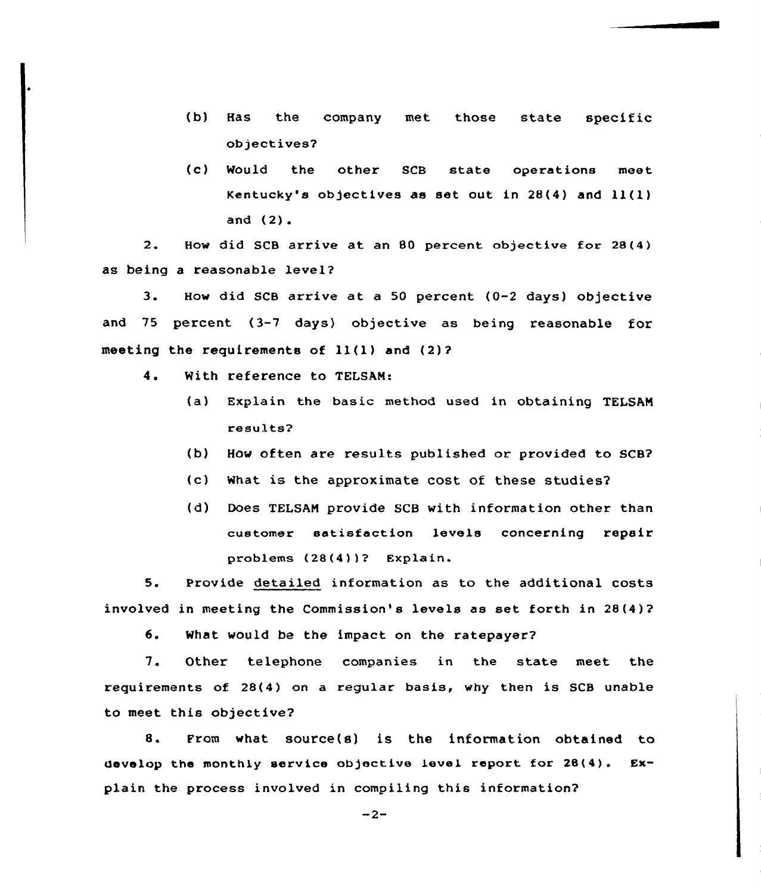(b) Has the company met those state specific objectives?

(c) Would the other SCB state operations meet Kentucky's objectives as set out in 28(4) and 11(1) and (2).

2. How did SCB arrive at an 80 percent objective for 28(4) as being a reasonable level?

3. How did SCB arrive at a 50 percent (0-2 days) objective and 75 percent (3-7 days) objective as being reasonable for meeting the requirements of 11(1) and (2)?

4. With reference to TELSAM:

(a) Explain the basic method used in obtaining TELSAM results?

(b) How often are results published or provided to SCB?

(c) What is the approximate cost of these studies?

(d) Does TELSAM provide SCB with information other than customer satisfaction levels concerning repair problems (28(4))? Explain.

5. Provide detailed information as to the additional costs involved in meeting the Commission's levels as set forth in 28(4)?

6. What would be the impact on the ratepayer?

7. Other telephone companies in the state meet the requirements of 28(4) on a regular basis, why then is SCB unable to meet this objective?

8. From what source(s) is the information obtained to develop the monthly service objective level report for 28(4). Explain the process involved in compiling this information?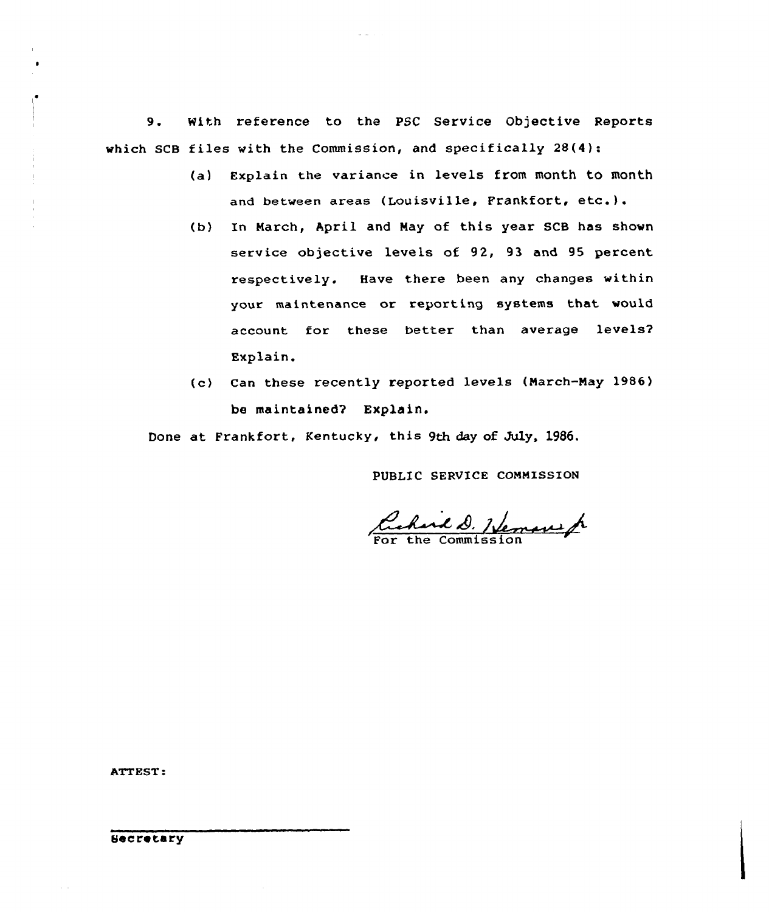9. With reference to the PSC Service Objective Reports which SCB files with the Commission, and specifically 28(4):

(a) Explain the variance in levels from month to month and between areas (Louisville, Frankfort, etc.).

(b) In March, April and May of this year SCB has shown service objective levels of 92, 93 and 95 percent respectively. Have there been any changes within your maintenance or reporting systems that would account for these better than average levels? Explain.

(c) Can these recently reported levels (March-May 1986) be maintained? Explain.

Done at Frankfort, Kentucky, this 9th day of July, 1986.

PUBLIC SERVICE COMMISSION

Richard D. Heman Jr.
For the Commission

ATTEST:

Secretary